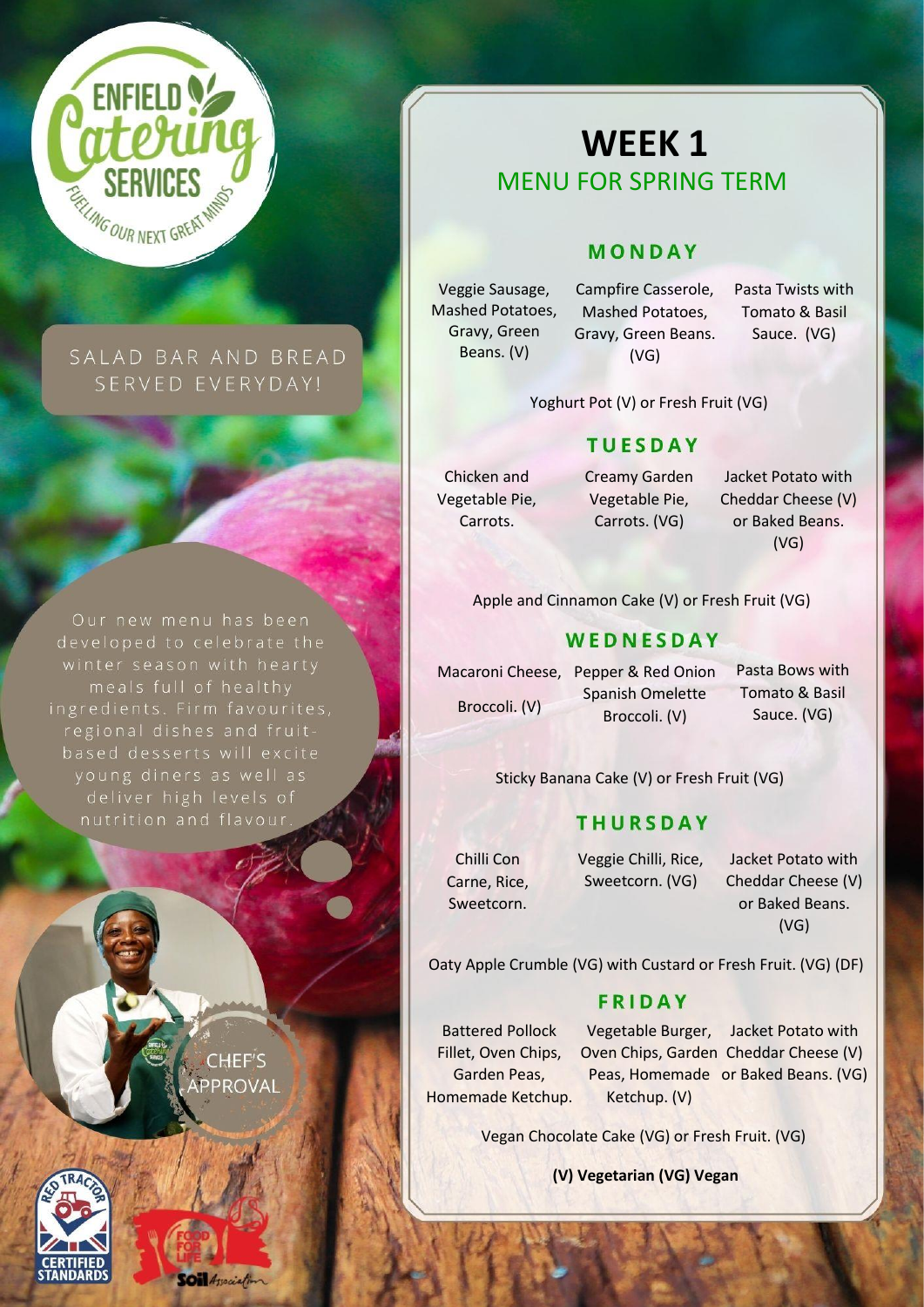ENFIELD Catering SERVICES

FUELLING OUR NEXT GREAT MINDS

SALAD BAR AND BREAD SERVED EVERYDAY!

Our new menu has been developed to celebrate the winter season with hearty meals full of healthy ingredients. Firm favourites, regional dishes and fruit-based desserts will excite young diners as well as deliver high levels of nutrition and flavour.

CHEF'S APPROVAL

# WEEK 1

## MENU FOR SPRING TERM

### MONDAY

| | | |
|---|---|---|
| Veggie Sausage, Mashed Potatoes, Gravy, Green Beans. (V) | Campfire Casserole, Mashed Potatoes, Gravy, Green Beans. (VG) | Pasta Twists with Tomato & Basil Sauce. (VG) |

Yoghurt Pot (V) or Fresh Fruit (VG)

### TUESDAY

| | | |
|---|---|---|
| Chicken and Vegetable Pie, Carrots. | Creamy Garden Vegetable Pie, Carrots. (VG) | Jacket Potato with Cheddar Cheese (V) or Baked Beans. (VG) |

Apple and Cinnamon Cake (V) or Fresh Fruit (VG)

### WEDNESDAY

| | | |
|---|---|---|
| Macaroni Cheese, Broccoli. (V) | Pepper & Red Onion Spanish Omelette Broccoli. (V) | Pasta Bows with Tomato & Basil Sauce. (VG) |

Sticky Banana Cake (V) or Fresh Fruit (VG)

### THURSDAY

| | | |
|---|---|---|
| Chilli Con Carne, Rice, Sweetcorn. | Veggie Chilli, Rice, Sweetcorn. (VG) | Jacket Potato with Cheddar Cheese (V) or Baked Beans. (VG) |

Oaty Apple Crumble (VG) with Custard or Fresh Fruit. (VG) (DF)

### FRIDAY

| | | |
|---|---|---|
| Battered Pollock Fillet, Oven Chips, Garden Peas, Homemade Ketchup. | Vegetable Burger, Oven Chips, Garden Peas, Homemade Ketchup. (V) | Jacket Potato with Cheddar Cheese (V) or Baked Beans. (VG) |

Vegan Chocolate Cake (VG) or Fresh Fruit. (VG)

**(V) Vegetarian (VG) Vegan**

RED TRACTOR CERTIFIED STANDARDS

FOOD FOR LIFE Soil Association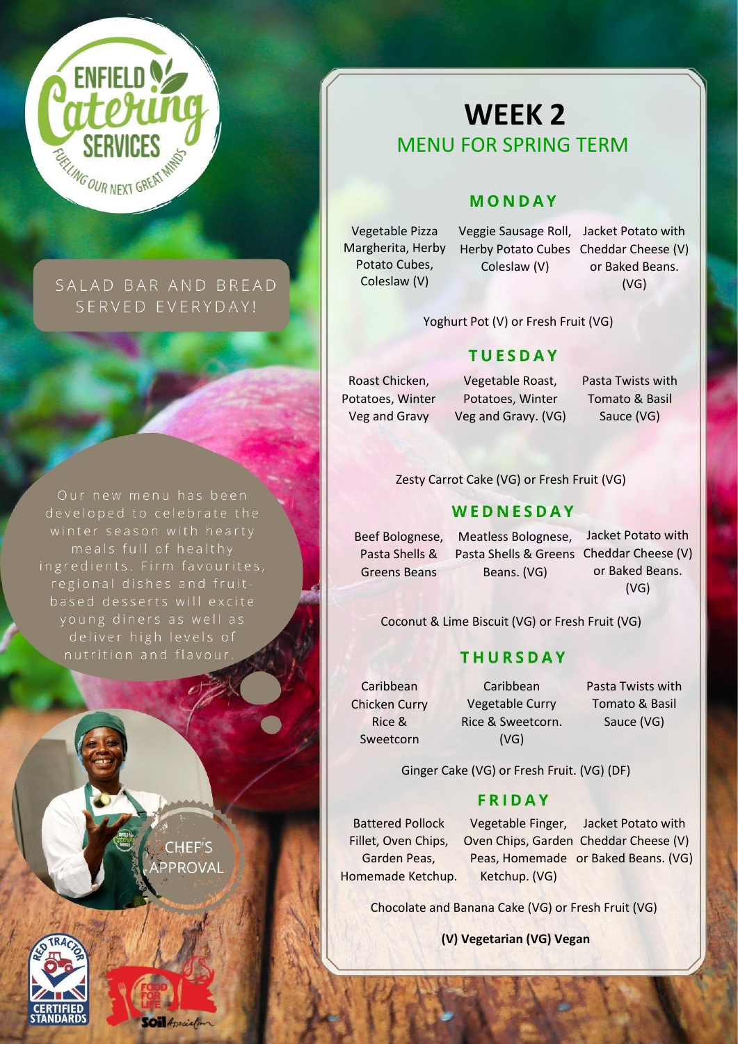ENFIELD Catering SERVICES

FUELLING OUR NEXT GREAT MINDS

SALAD BAR AND BREAD SERVED EVERYDAY!

Our new menu has been developed to celebrate the winter season with hearty meals full of healthy ingredients. Firm favourites, regional dishes and fruit-based desserts will excite young diners as well as deliver high levels of nutrition and flavour.

CHEF'S APPROVAL

# WEEK 2

## MENU FOR SPRING TERM

### MONDAY

| | | |
|---|---|---|
| Vegetable Pizza Margherita, Herby Potato Cubes, Coleslaw (V) | Veggie Sausage Roll, Herby Potato Cubes Coleslaw (V) | Jacket Potato with Cheddar Cheese (V) or Baked Beans. (VG) |

Yoghurt Pot (V) or Fresh Fruit (VG)

### TUESDAY

| | | |
|---|---|---|
| Roast Chicken, Potatoes, Winter Veg and Gravy | Vegetable Roast, Potatoes, Winter Veg and Gravy. (VG) | Pasta Twists with Tomato & Basil Sauce (VG) |

Zesty Carrot Cake (VG) or Fresh Fruit (VG)

### WEDNESDAY

| | | |
|---|---|---|
| Beef Bolognese, Pasta Shells & Greens Beans | Meatless Bolognese, Pasta Shells & Greens Beans. (VG) | Jacket Potato with Cheddar Cheese (V) or Baked Beans. (VG) |

Coconut & Lime Biscuit (VG) or Fresh Fruit (VG)

### THURSDAY

| | | |
|---|---|---|
| Caribbean Chicken Curry Rice & Sweetcorn | Caribbean Vegetable Curry Rice & Sweetcorn. (VG) | Pasta Twists with Tomato & Basil Sauce (VG) |

Ginger Cake (VG) or Fresh Fruit. (VG) (DF)

### FRIDAY

| | | |
|---|---|---|
| Battered Pollock Fillet, Oven Chips, Garden Peas, Homemade Ketchup. | Vegetable Finger, Oven Chips, Garden Peas, Homemade Ketchup. (VG) | Jacket Potato with Cheddar Cheese (V) or Baked Beans. (VG) |

Chocolate and Banana Cake (VG) or Fresh Fruit (VG)

**(V) Vegetarian (VG) Vegan**

RED TRACTOR CERTIFIED STANDARDS

FOOD FOR LIFE Soil Association